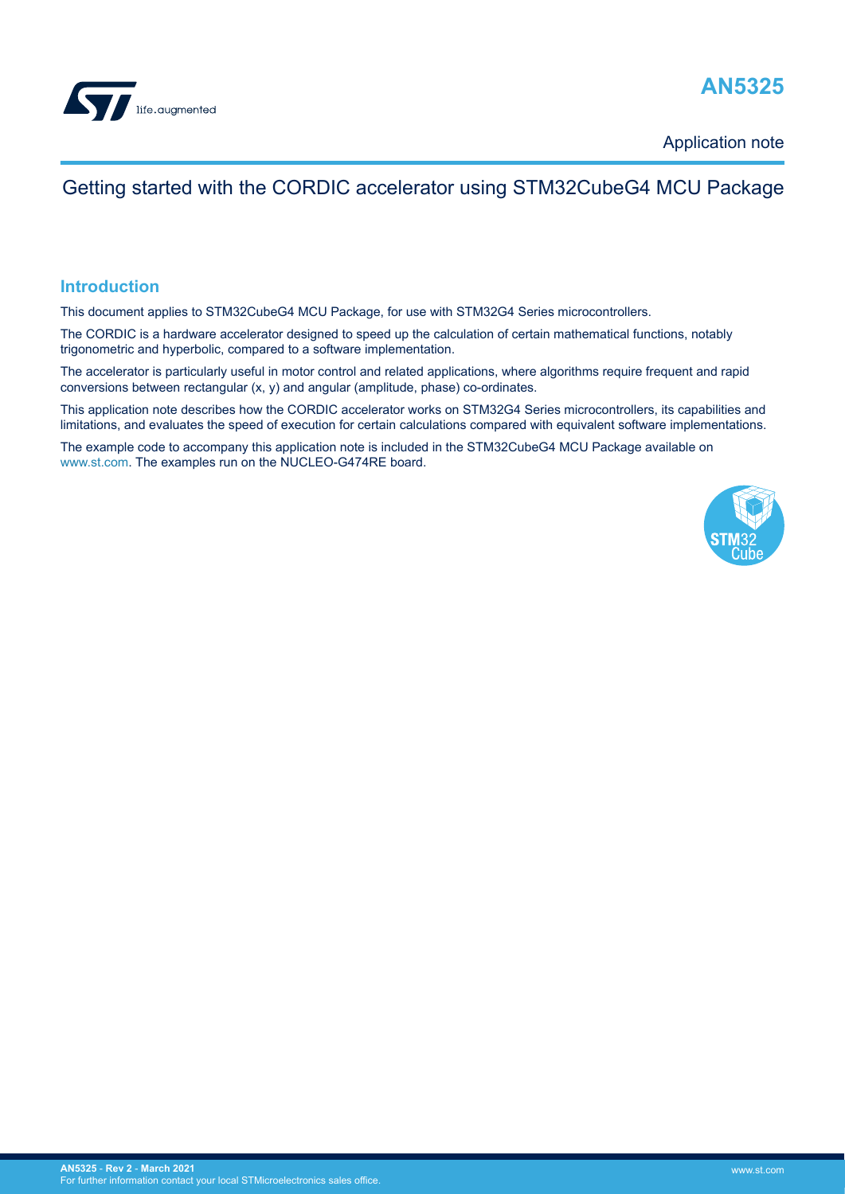# AN5325

Application note

## Getting started with the CORDIC accelerator using STM32CubeG4 MCU Package

## Introduction

This document applies to STM32CubeG4 MCU Package, for use with STM32G4 Series microcontrollers.

The CORDIC is a hardware accelerator designed to speed up the calculation of certain mathematical functions, notably trigonometric and hyperbolic, compared to a software implementation.

The accelerator is particularly useful in motor control and related applications, where algorithms require frequent and rapid conversions between rectangular (x, y) and angular (amplitude, phase) co-ordinates.

This application note describes how the CORDIC accelerator works on STM32G4 Series microcontrollers, its capabilities and limitations, and evaluates the speed of execution for certain calculations compared with equivalent software implementations.

The example code to accompany this application note is included in the STM32CubeG4 MCU Package available on www.st.com. The examples run on the NUCLEO-G474RE board.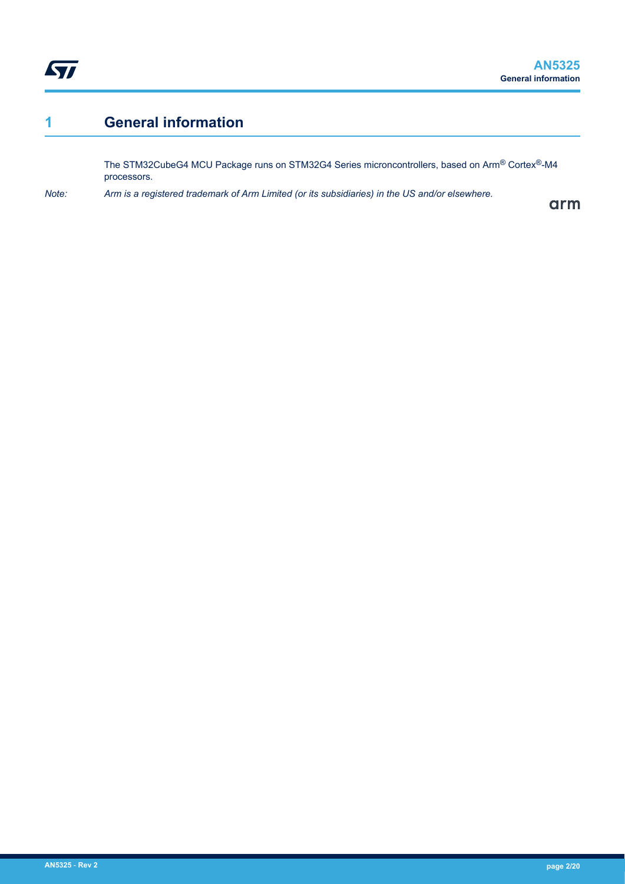# 1 General information

The STM32CubeG4 MCU Package runs on STM32G4 Series microncontrollers, based on Arm® Cortex®-M4 processors.

*Note: Arm is a registered trademark of Arm Limited (or its subsidiaries) in the US and/or elsewhere.*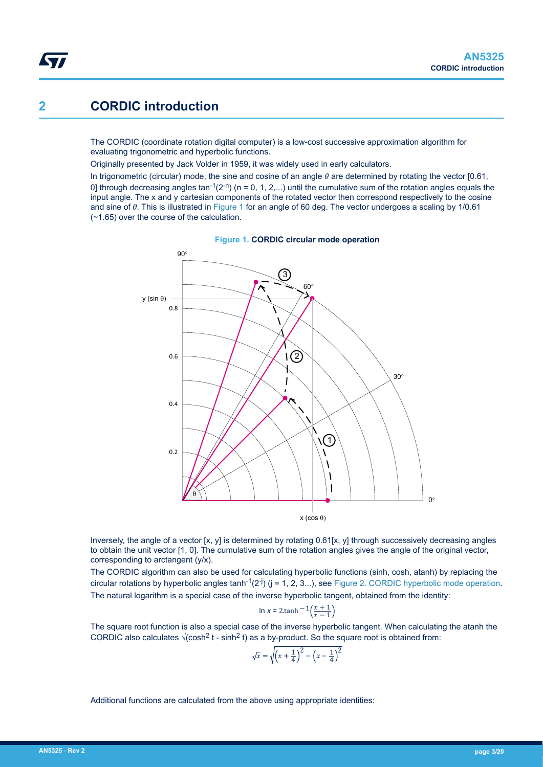# 2 CORDIC introduction

The CORDIC (coordinate rotation digital computer) is a low-cost successive approximation algorithm for evaluating trigonometric and hyperbolic functions.

Originally presented by Jack Volder in 1959, it was widely used in early calculators.

In trigonometric (circular) mode, the sine and cosine of an angle $\theta$ are determined by rotating the vector [0.61, 0] through decreasing angles $\tan^{-1}(2^{-n})$ (n = 0, 1, 2,...) until the cumulative sum of the rotation angles equals the input angle. The x and y cartesian components of the rotated vector then correspond respectively to the cosine and sine of $\theta$. This is illustrated in Figure 1 for an angle of 60 deg. The vector undergoes a scaling by 1/0.61 (~1.65) over the course of the calculation.

**Figure 1. CORDIC circular mode operation**

Inversely, the angle of a vector [x, y] is determined by rotating 0.61[x, y] through successively decreasing angles to obtain the unit vector [1, 0]. The cumulative sum of the rotation angles gives the angle of the original vector, corresponding to arctangent (y/x).

The CORDIC algorithm can also be used for calculating hyperbolic functions (sinh, cosh, atanh) by replacing the circular rotations by hyperbolic angles $\tanh^{-1}(2^{-j})$ (j = 1, 2, 3...), see Figure 2. CORDIC hyperbolic mode operation.

The natural logarithm is a special case of the inverse hyperbolic tangent, obtained from the identity:

$$\ln x = 2.\tanh^{-1}\left(\frac{x+1}{x-1}\right)$$

The square root function is also a special case of the inverse hyperbolic tangent. When calculating the atanh the CORDIC also calculates $\sqrt{(\cosh^2 t - \sinh^2 t)}$ as a by-product. So the square root is obtained from:

$$\sqrt{x} = \sqrt{\left(x+\frac{1}{4}\right)^2 - \left(x-\frac{1}{4}\right)^2}$$

Additional functions are calculated from the above using appropriate identities: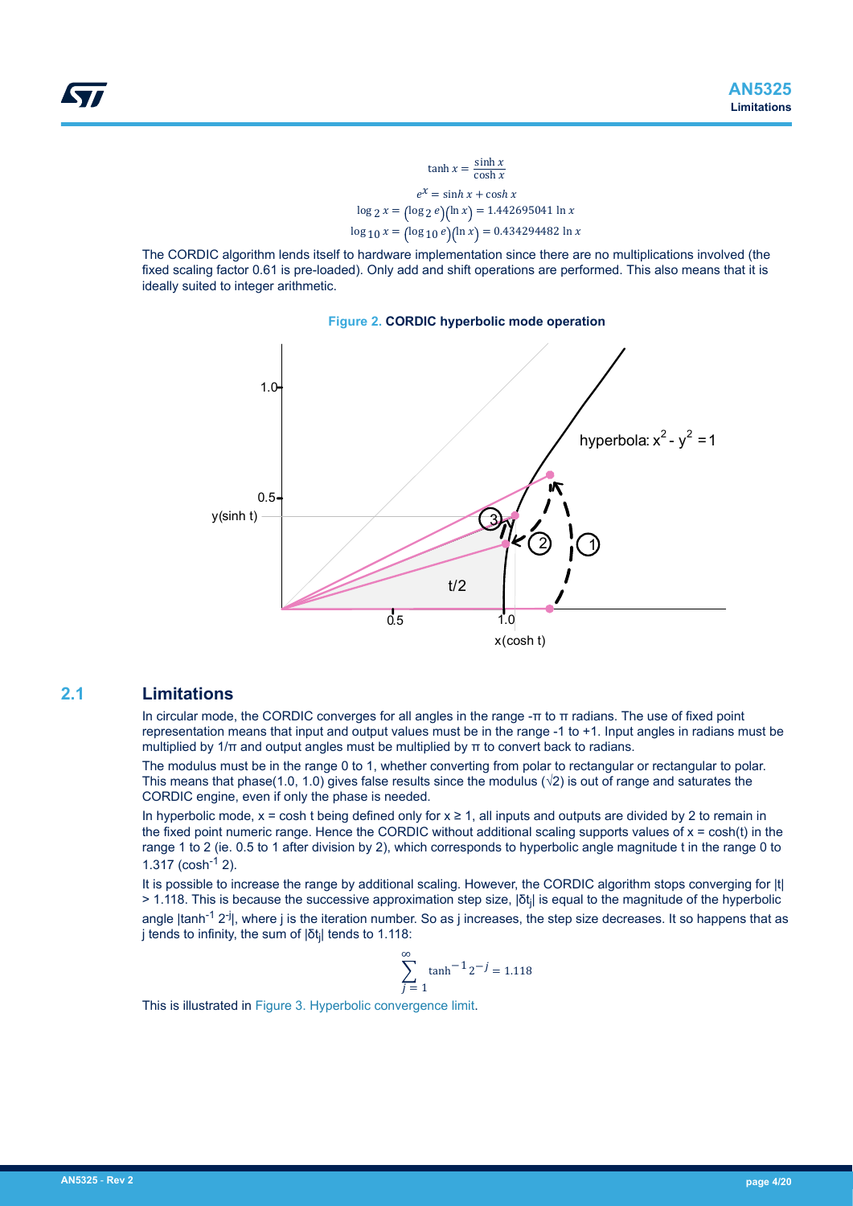$$\tanh x = \frac{\sinh x}{\cosh x}$$

$$e^x = \sinh x + \cosh x$$

$$\log_2 x = \left(\log_2 e\right)\left(\ln x\right) = 1.442695041 \ln x$$

$$\log_{10} x = \left(\log_{10} e\right)\left(\ln x\right) = 0.434294482 \ln x$$

The CORDIC algorithm lends itself to hardware implementation since there are no multiplications involved (the fixed scaling factor 0.61 is pre-loaded). Only add and shift operations are performed. This also means that it is ideally suited to integer arithmetic.

**Figure 2. CORDIC hyperbolic mode operation**

## 2.1 Limitations

In circular mode, the CORDIC converges for all angles in the range -π to π radians. The use of fixed point representation means that input and output values must be in the range -1 to +1. Input angles in radians must be multiplied by 1/π and output angles must be multiplied by π to convert back to radians.

The modulus must be in the range 0 to 1, whether converting from polar to rectangular or rectangular to polar. This means that phase(1.0, 1.0) gives false results since the modulus (√2) is out of range and saturates the CORDIC engine, even if only the phase is needed.

In hyperbolic mode, x = cosh t being defined only for x ≥ 1, all inputs and outputs are divided by 2 to remain in the fixed point numeric range. Hence the CORDIC without additional scaling supports values of x = cosh(t) in the range 1 to 2 (ie. 0.5 to 1 after division by 2), which corresponds to hyperbolic angle magnitude t in the range 0 to 1.317 ($\cosh^{-1} 2$).

It is possible to increase the range by additional scaling. However, the CORDIC algorithm stops converging for |t| > 1.118. This is because the successive approximation step size, $|\delta t_j|$ is equal to the magnitude of the hyperbolic angle $|\tanh^{-1} 2^{-j}|$, where j is the iteration number. So as j increases, the step size decreases. It so happens that as j tends to infinity, the sum of $|\delta t_j|$ tends to 1.118:

$$\sum_{j=1}^{\infty} \tanh^{-1} 2^{-j} = 1.118$$

This is illustrated in Figure 3. Hyperbolic convergence limit.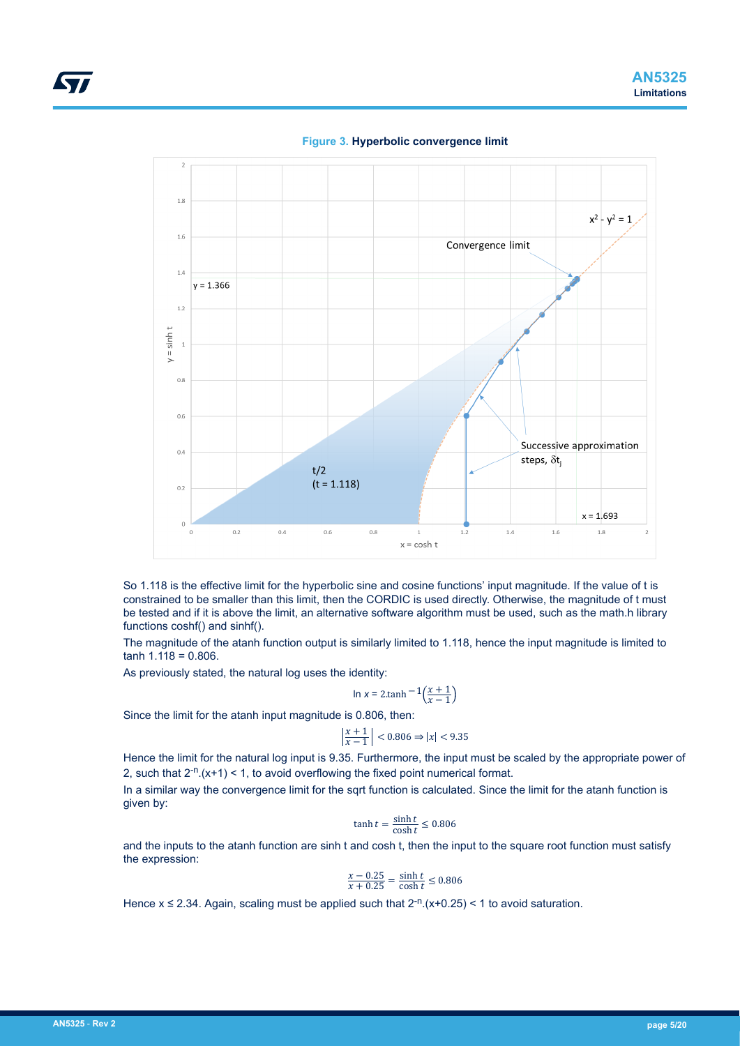**Figure 3. Hyperbolic convergence limit**

So 1.118 is the effective limit for the hyperbolic sine and cosine functions' input magnitude. If the value of t is constrained to be smaller than this limit, then the CORDIC is used directly. Otherwise, the magnitude of t must be tested and if it is above the limit, an alternative software algorithm must be used, such as the math.h library functions coshf() and sinhf().

The magnitude of the atanh function output is similarly limited to 1.118, hence the input magnitude is limited to tanh 1.118 = 0.806.

As previously stated, the natural log uses the identity:

$$\ln x = 2.\tanh^{-1}\left(\frac{x+1}{x-1}\right)$$

Since the limit for the atanh input magnitude is 0.806, then:

$$\left|\frac{x+1}{x-1}\right| < 0.806 \Rightarrow |x| < 9.35$$

Hence the limit for the natural log input is 9.35. Furthermore, the input must be scaled by the appropriate power of 2, such that $2^{-n}.(x+1) < 1$, to avoid overflowing the fixed point numerical format.

In a similar way the convergence limit for the sqrt function is calculated. Since the limit for the atanh function is given by:

$$\tanh t = \frac{\sinh t}{\cosh t} \leq 0.806$$

and the inputs to the atanh function are sinh t and cosh t, then the input to the square root function must satisfy the expression:

$$\frac{x - 0.25}{x + 0.25} = \frac{\sinh t}{\cosh t} \leq 0.806$$

Hence $x \leq 2.34$. Again, scaling must be applied such that $2^{-n}.(x+0.25) < 1$ to avoid saturation.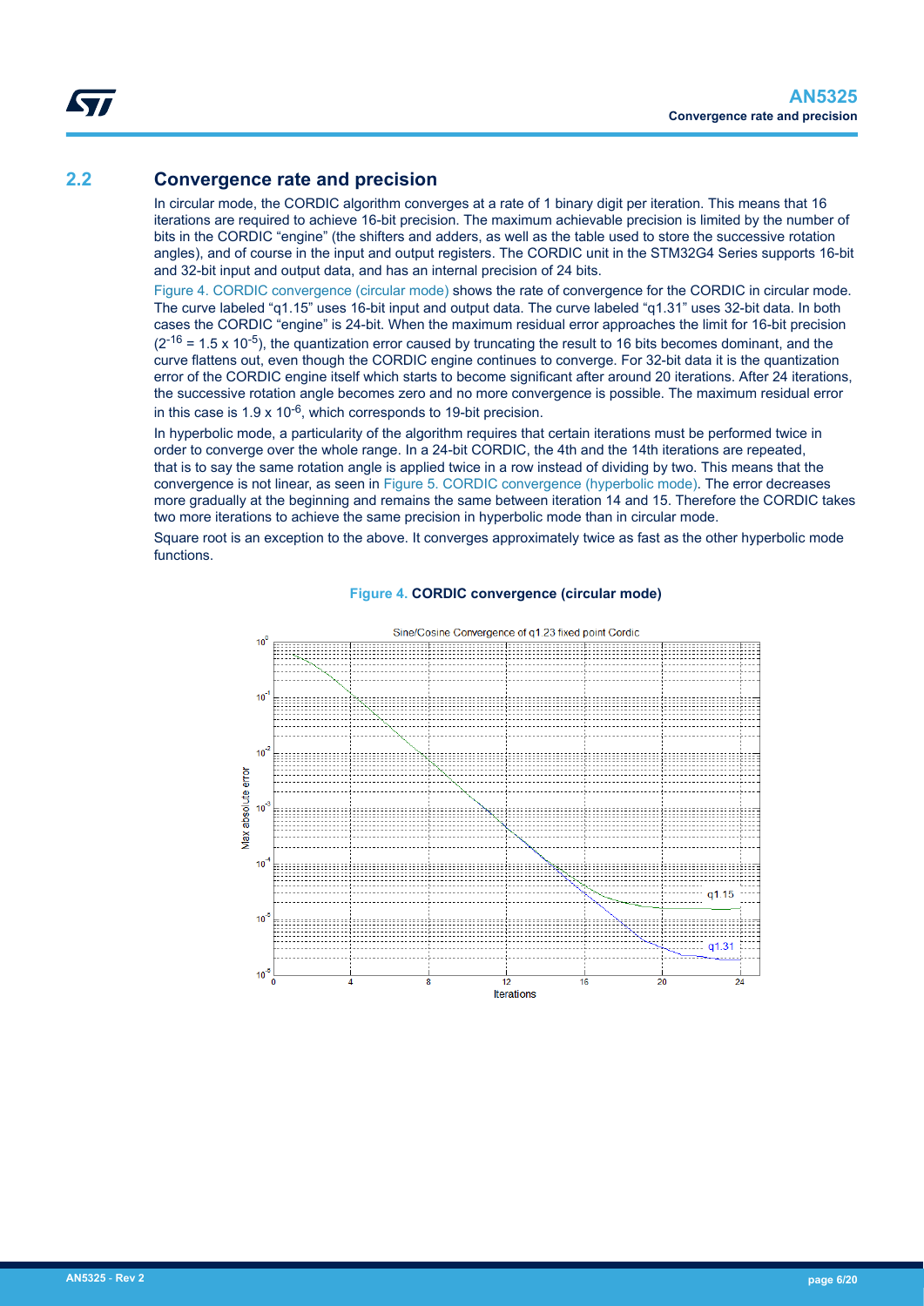## 2.2 Convergence rate and precision

In circular mode, the CORDIC algorithm converges at a rate of 1 binary digit per iteration. This means that 16 iterations are required to achieve 16-bit precision. The maximum achievable precision is limited by the number of bits in the CORDIC "engine" (the shifters and adders, as well as the table used to store the successive rotation angles), and of course in the input and output registers. The CORDIC unit in the STM32G4 Series supports 16-bit and 32-bit input and output data, and has an internal precision of 24 bits.

Figure 4. CORDIC convergence (circular mode) shows the rate of convergence for the CORDIC in circular mode. The curve labeled "q1.15" uses 16-bit input and output data. The curve labeled "q1.31" uses 32-bit data. In both cases the CORDIC "engine" is 24-bit. When the maximum residual error approaches the limit for 16-bit precision ($2^{-16} = 1.5 \times 10^{-5}$), the quantization error caused by truncating the result to 16 bits becomes dominant, and the curve flattens out, even though the CORDIC engine continues to converge. For 32-bit data it is the quantization error of the CORDIC engine itself which starts to become significant after around 20 iterations. After 24 iterations, the successive rotation angle becomes zero and no more convergence is possible. The maximum residual error in this case is $1.9 \times 10^{-6}$, which corresponds to 19-bit precision.

In hyperbolic mode, a particularity of the algorithm requires that certain iterations must be performed twice in order to converge over the whole range. In a 24-bit CORDIC, the 4th and the 14th iterations are repeated, that is to say the same rotation angle is applied twice in a row instead of dividing by two. This means that the convergence is not linear, as seen in Figure 5. CORDIC convergence (hyperbolic mode). The error decreases more gradually at the beginning and remains the same between iteration 14 and 15. Therefore the CORDIC takes two more iterations to achieve the same precision in hyperbolic mode than in circular mode.

Square root is an exception to the above. It converges approximately twice as fast as the other hyperbolic mode functions.

**Figure 4. CORDIC convergence (circular mode)**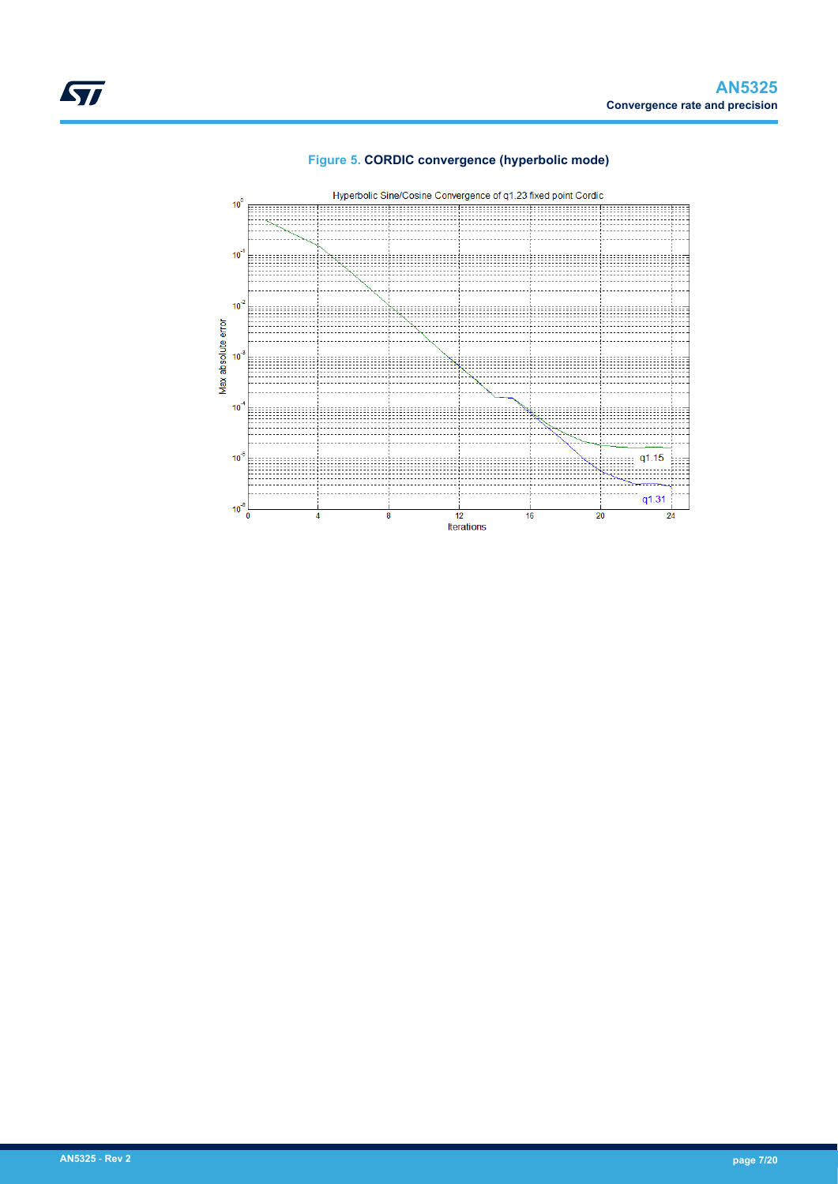**Figure 5. CORDIC convergence (hyperbolic mode)**

Hyperbolic Sine/Cosine Convergence of q1.23 fixed point Cordic

Max absolute error

Iterations

q1.15

q1.31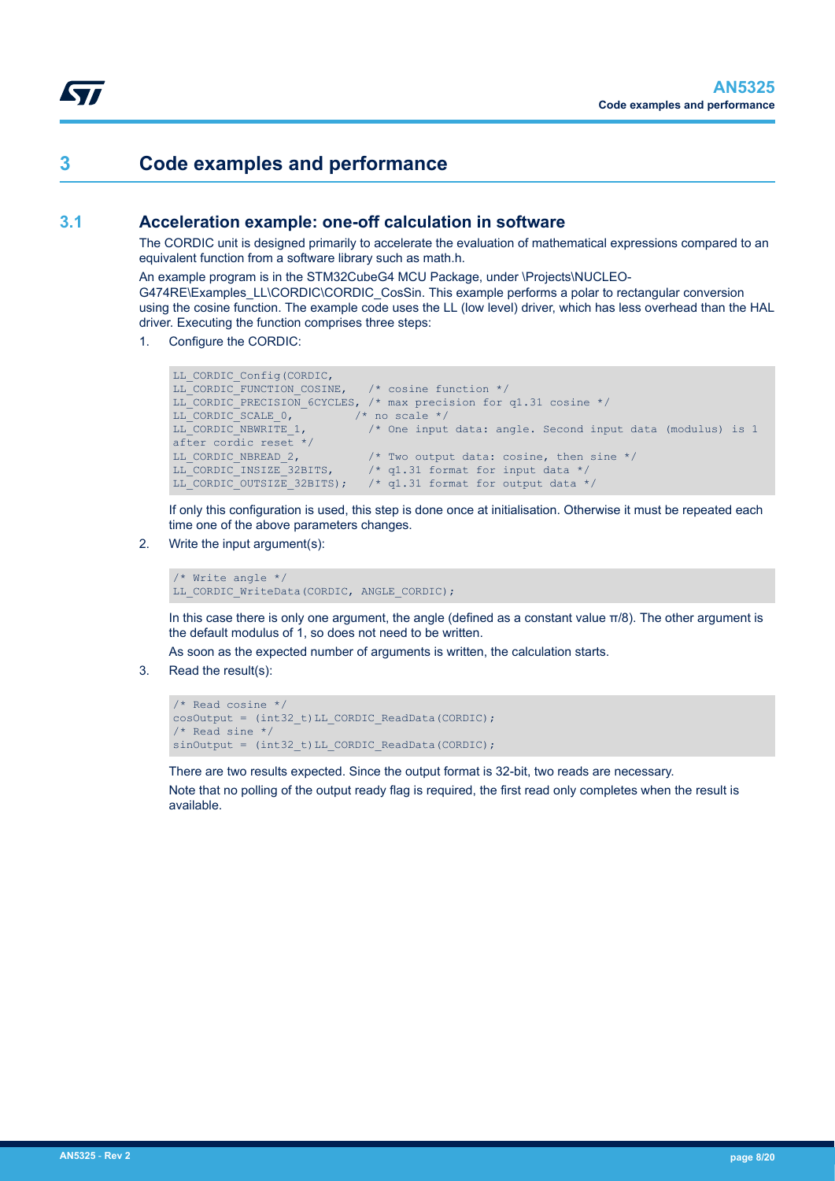# 3 Code examples and performance

## 3.1 Acceleration example: one-off calculation in software

The CORDIC unit is designed primarily to accelerate the evaluation of mathematical expressions compared to an equivalent function from a software library such as math.h.

An example program is in the STM32CubeG4 MCU Package, under \Projects\NUCLEO-G474RE\Examples_LL\CORDIC\CORDIC_CosSin. This example performs a polar to rectangular conversion using the cosine function. The example code uses the LL (low level) driver, which has less overhead than the HAL driver. Executing the function comprises three steps:

1. Configure the CORDIC:

```
LL_CORDIC_Config(CORDIC,
LL_CORDIC_FUNCTION_COSINE,   /* cosine function */
LL_CORDIC_PRECISION_6CYCLES, /* max precision for q1.31 cosine */
LL_CORDIC_SCALE_0,         /* no scale */
LL_CORDIC_NBWRITE_1,         /* One input data: angle. Second input data (modulus) is 1
after cordic reset */
LL_CORDIC_NBREAD_2,          /* Two output data: cosine, then sine */
LL_CORDIC_INSIZE_32BITS,     /* q1.31 format for input data */
LL_CORDIC_OUTSIZE_32BITS);   /* q1.31 format for output data */
```

   If only this configuration is used, this step is done once at initialisation. Otherwise it must be repeated each time one of the above parameters changes.

2. Write the input argument(s):

```
/* Write angle */
LL_CORDIC_WriteData(CORDIC, ANGLE_CORDIC);
```

   In this case there is only one argument, the angle (defined as a constant value $\pi/8$). The other argument is the default modulus of 1, so does not need to be written.

   As soon as the expected number of arguments is written, the calculation starts.

3. Read the result(s):

```
/* Read cosine */
cosOutput = (int32_t)LL_CORDIC_ReadData(CORDIC);
/* Read sine */
sinOutput = (int32_t)LL_CORDIC_ReadData(CORDIC);
```

   There are two results expected. Since the output format is 32-bit, two reads are necessary.

   Note that no polling of the output ready flag is required, the first read only completes when the result is available.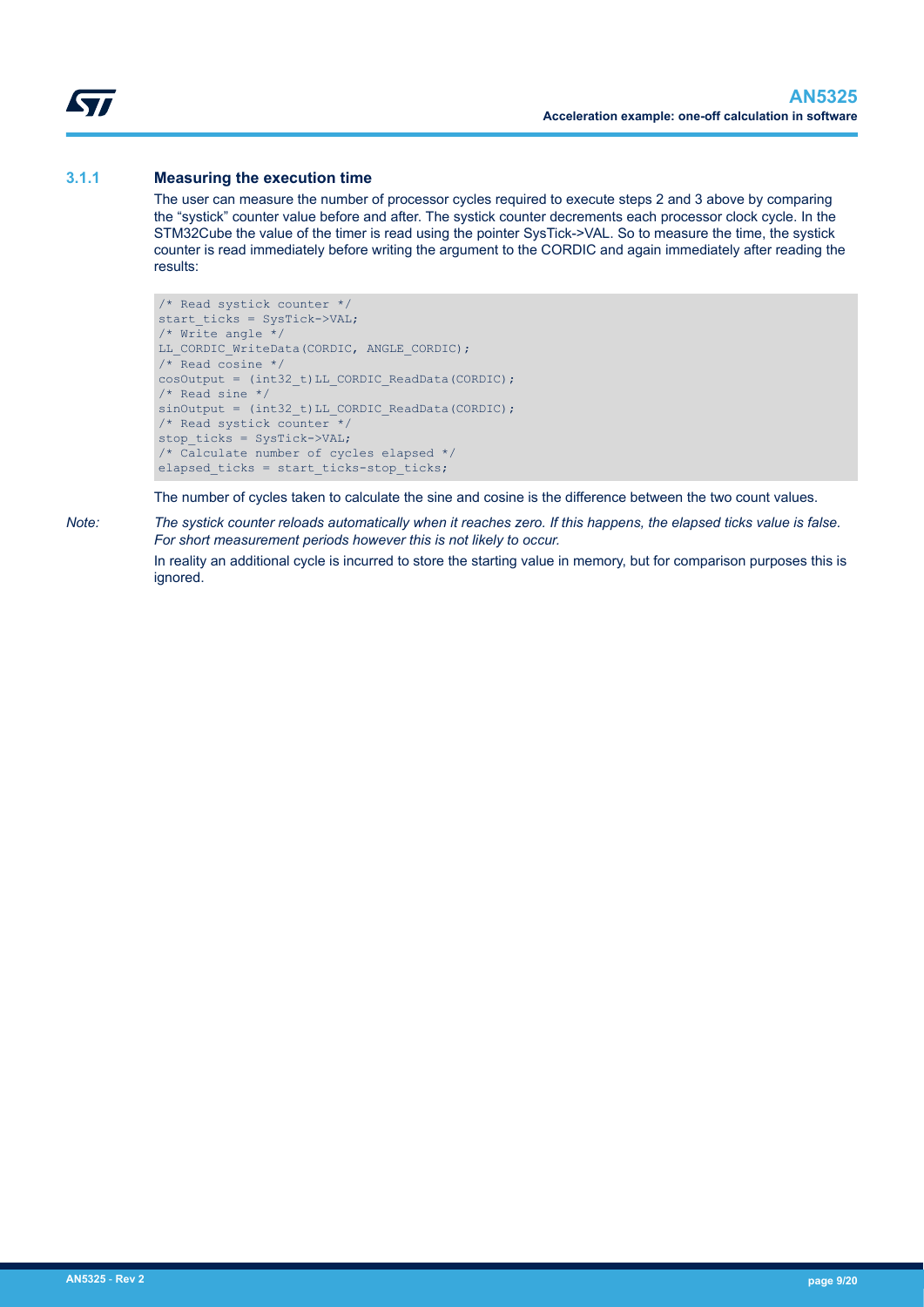### 3.1.1 Measuring the execution time

The user can measure the number of processor cycles required to execute steps 2 and 3 above by comparing the "systick" counter value before and after. The systick counter decrements each processor clock cycle. In the STM32Cube the value of the timer is read using the pointer SysTick->VAL. So to measure the time, the systick counter is read immediately before writing the argument to the CORDIC and again immediately after reading the results:

```
/* Read systick counter */
start_ticks = SysTick->VAL;
/* Write angle */
LL_CORDIC_WriteData(CORDIC, ANGLE_CORDIC);
/* Read cosine */
cosOutput = (int32_t)LL_CORDIC_ReadData(CORDIC);
/* Read sine */
sinOutput = (int32_t)LL_CORDIC_ReadData(CORDIC);
/* Read systick counter */
stop_ticks = SysTick->VAL;
/* Calculate number of cycles elapsed */
elapsed_ticks = start_ticks-stop_ticks;
```

The number of cycles taken to calculate the sine and cosine is the difference between the two count values.

*Note:* *The systick counter reloads automatically when it reaches zero. If this happens, the elapsed ticks value is false. For short measurement periods however this is not likely to occur.*

In reality an additional cycle is incurred to store the starting value in memory, but for comparison purposes this is ignored.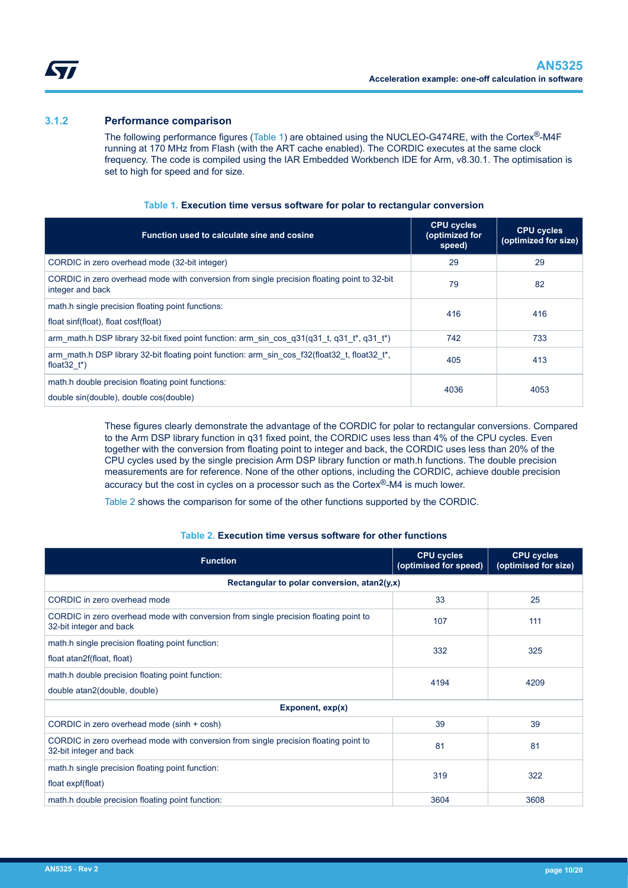### 3.1.2 Performance comparison

The following performance figures (Table 1) are obtained using the NUCLEO-G474RE, with the Cortex®-M4F running at 170 MHz from Flash (with the ART cache enabled). The CORDIC executes at the same clock frequency. The code is compiled using the IAR Embedded Workbench IDE for Arm, v8.30.1. The optimisation is set to high for speed and for size.

**Table 1. Execution time versus software for polar to rectangular conversion**

| Function used to calculate sine and cosine | CPU cycles (optimized for speed) | CPU cycles (optimized for size) |
|---|---|---|
| CORDIC in zero overhead mode (32-bit integer) | 29 | 29 |
| CORDIC in zero overhead mode with conversion from single precision floating point to 32-bit integer and back | 79 | 82 |
| math.h single precision floating point functions:<br>float sinf(float), float cosf(float) | 416 | 416 |
| arm_math.h DSP library 32-bit fixed point function: arm_sin_cos_q31(q31_t, q31_t*, q31_t*) | 742 | 733 |
| arm_math.h DSP library 32-bit floating point function: arm_sin_cos_f32(float32_t, float32_t*, float32_t*) | 405 | 413 |
| math.h double precision floating point functions:<br>double sin(double), double cos(double) | 4036 | 4053 |

These figures clearly demonstrate the advantage of the CORDIC for polar to rectangular conversions. Compared to the Arm DSP library function in q31 fixed point, the CORDIC uses less than 4% of the CPU cycles. Even together with the conversion from floating point to integer and back, the CORDIC uses less than 20% of the CPU cycles used by the single precision Arm DSP library function or math.h functions. The double precision measurements are for reference. None of the other options, including the CORDIC, achieve double precision accuracy but the cost in cycles on a processor such as the Cortex®-M4 is much lower.

Table 2 shows the comparison for some of the other functions supported by the CORDIC.

**Table 2. Execution time versus software for other functions**

| Function | CPU cycles (optimised for speed) | CPU cycles (optimised for size) |
|---|---|---|
| **Rectangular to polar conversion, atan2(y,x)** | | |
| CORDIC in zero overhead mode | 33 | 25 |
| CORDIC in zero overhead mode with conversion from single precision floating point to 32-bit integer and back | 107 | 111 |
| math.h single precision floating point function:<br>float atan2f(float, float) | 332 | 325 |
| math.h double precision floating point function:<br>double atan2(double, double) | 4194 | 4209 |
| **Exponent, exp(x)** | | |
| CORDIC in zero overhead mode (sinh + cosh) | 39 | 39 |
| CORDIC in zero overhead mode with conversion from single precision floating point to 32-bit integer and back | 81 | 81 |
| math.h single precision floating point function:<br>float expf(float) | 319 | 322 |
| math.h double precision floating point function: | 3604 | 3608 |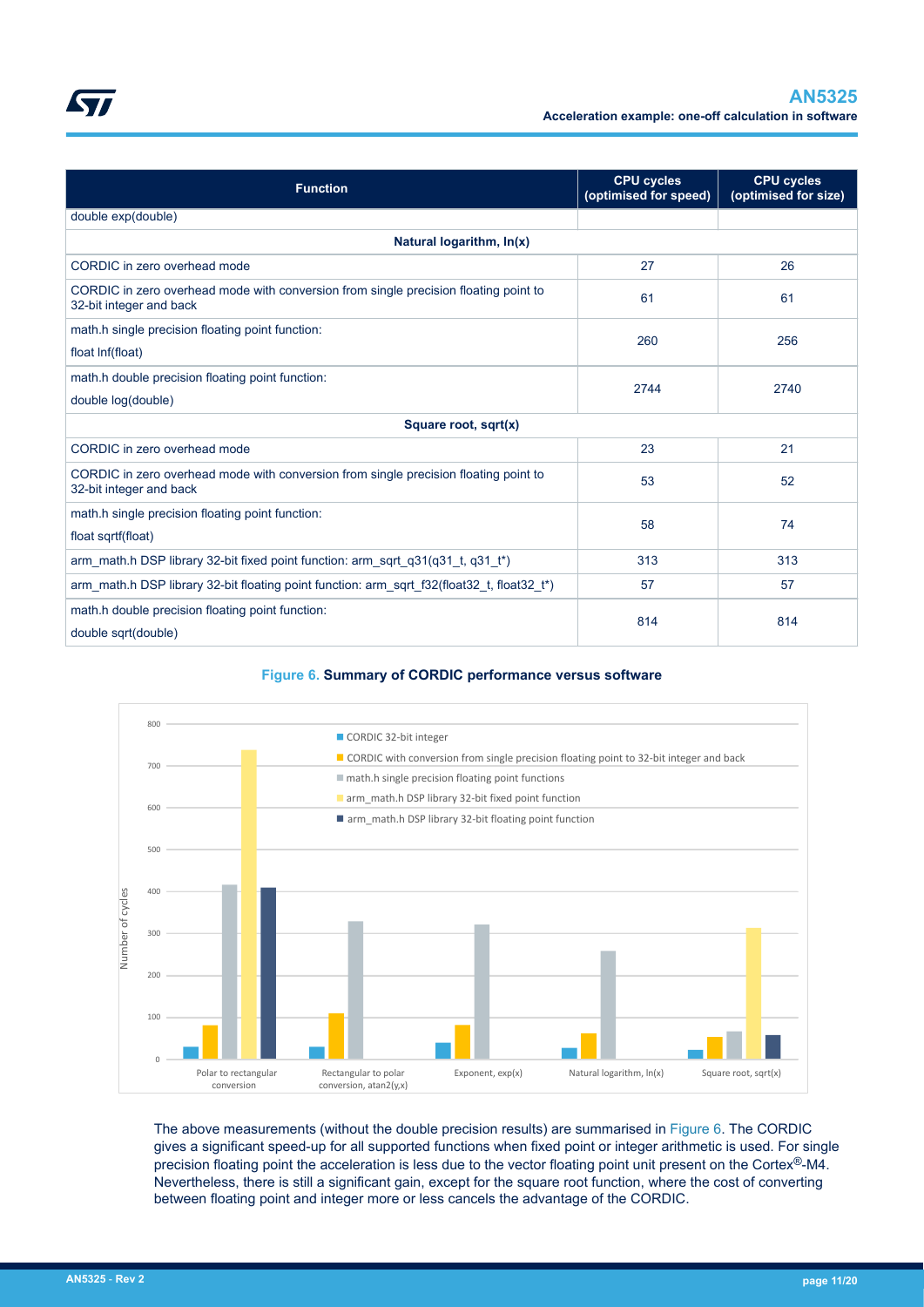| Function | CPU cycles (optimised for speed) | CPU cycles (optimised for size) |
|---|---|---|
| double exp(double) | | |
| **Natural logarithm, ln(x)** | | |
| CORDIC in zero overhead mode | 27 | 26 |
| CORDIC in zero overhead mode with conversion from single precision floating point to 32-bit integer and back | 61 | 61 |
| math.h single precision floating point function: float lnf(float) | 260 | 256 |
| math.h double precision floating point function: double log(double) | 2744 | 2740 |
| **Square root, sqrt(x)** | | |
| CORDIC in zero overhead mode | 23 | 21 |
| CORDIC in zero overhead mode with conversion from single precision floating point to 32-bit integer and back | 53 | 52 |
| math.h single precision floating point function: float sqrtf(float) | 58 | 74 |
| arm_math.h DSP library 32-bit fixed point function: arm_sqrt_q31(q31_t, q31_t*) | 313 | 313 |
| arm_math.h DSP library 32-bit floating point function: arm_sqrt_f32(float32_t, float32_t*) | 57 | 57 |
| math.h double precision floating point function: double sqrt(double) | 814 | 814 |

**Figure 6. Summary of CORDIC performance versus software**

The above measurements (without the double precision results) are summarised in Figure 6. The CORDIC gives a significant speed-up for all supported functions when fixed point or integer arithmetic is used. For single precision floating point the acceleration is less due to the vector floating point unit present on the Cortex®-M4. Nevertheless, there is still a significant gain, except for the square root function, where the cost of converting between floating point and integer more or less cancels the advantage of the CORDIC.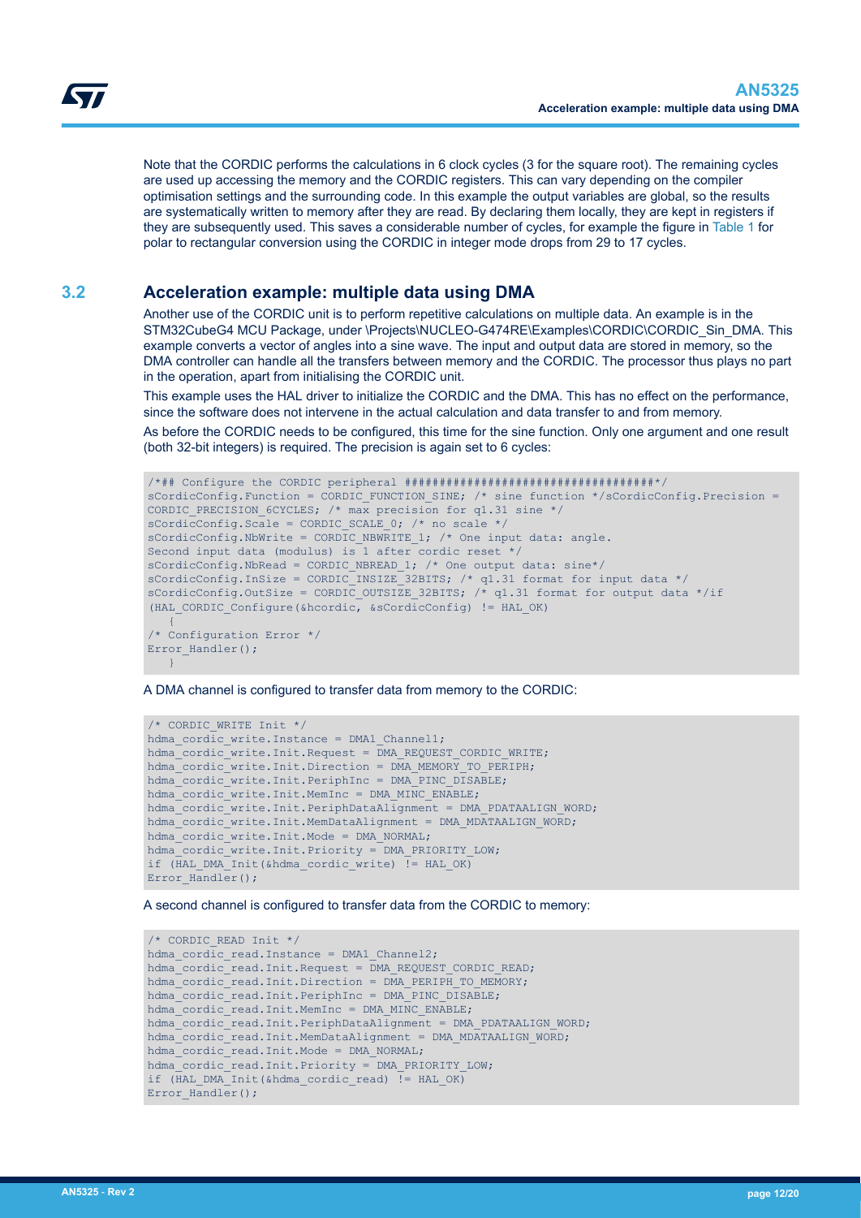Note that the CORDIC performs the calculations in 6 clock cycles (3 for the square root). The remaining cycles are used up accessing the memory and the CORDIC registers. This can vary depending on the compiler optimisation settings and the surrounding code. In this example the output variables are global, so the results are systematically written to memory after they are read. By declaring them locally, they are kept in registers if they are subsequently used. This saves a considerable number of cycles, for example the figure in Table 1 for polar to rectangular conversion using the CORDIC in integer mode drops from 29 to 17 cycles.

## 3.2 Acceleration example: multiple data using DMA

Another use of the CORDIC unit is to perform repetitive calculations on multiple data. An example is in the STM32CubeG4 MCU Package, under \Projects\NUCLEO-G474RE\Examples\CORDIC\CORDIC_Sin_DMA. This example converts a vector of angles into a sine wave. The input and output data are stored in memory, so the DMA controller can handle all the transfers between memory and the CORDIC. The processor thus plays no part in the operation, apart from initialising the CORDIC unit.

This example uses the HAL driver to initialize the CORDIC and the DMA. This has no effect on the performance, since the software does not intervene in the actual calculation and data transfer to and from memory.

As before the CORDIC needs to be configured, this time for the sine function. Only one argument and one result (both 32-bit integers) is required. The precision is again set to 6 cycles:

```
/*## Configure the CORDIC peripheral ####################################*/
sCordicConfig.Function = CORDIC_FUNCTION_SINE; /* sine function */sCordicConfig.Precision =
CORDIC_PRECISION_6CYCLES; /* max precision for q1.31 sine */
sCordicConfig.Scale = CORDIC_SCALE_0; /* no scale */
sCordicConfig.NbWrite = CORDIC_NBWRITE_1; /* One input data: angle.
Second input data (modulus) is 1 after cordic reset */
sCordicConfig.NbRead = CORDIC_NBREAD_1; /* One output data: sine*/
sCordicConfig.InSize = CORDIC_INSIZE_32BITS; /* q1.31 format for input data */
sCordicConfig.OutSize = CORDIC_OUTSIZE_32BITS; /* q1.31 format for output data */if
(HAL_CORDIC_Configure(&hcordic, &sCordicConfig) != HAL_OK)
   {
/* Configuration Error */
Error_Handler();
   }
```

A DMA channel is configured to transfer data from memory to the CORDIC:

```
/* CORDIC_WRITE Init */
hdma_cordic_write.Instance = DMA1_Channel1;
hdma_cordic_write.Init.Request = DMA_REQUEST_CORDIC_WRITE;
hdma_cordic_write.Init.Direction = DMA_MEMORY_TO_PERIPH;
hdma_cordic_write.Init.PeriphInc = DMA_PINC_DISABLE;
hdma_cordic_write.Init.MemInc = DMA_MINC_ENABLE;
hdma_cordic_write.Init.PeriphDataAlignment = DMA_PDATAALIGN_WORD;
hdma_cordic_write.Init.MemDataAlignment = DMA_MDATAALIGN_WORD;
hdma_cordic_write.Init.Mode = DMA_NORMAL;
hdma_cordic_write.Init.Priority = DMA_PRIORITY_LOW;
if (HAL_DMA_Init(&hdma_cordic_write) != HAL_OK)
Error_Handler();
```

A second channel is configured to transfer data from the CORDIC to memory:

```
/* CORDIC_READ Init */
hdma_cordic_read.Instance = DMA1_Channel2;
hdma_cordic_read.Init.Request = DMA_REQUEST_CORDIC_READ;
hdma_cordic_read.Init.Direction = DMA_PERIPH_TO_MEMORY;
hdma_cordic_read.Init.PeriphInc = DMA_PINC_DISABLE;
hdma_cordic_read.Init.MemInc = DMA_MINC_ENABLE;
hdma_cordic_read.Init.PeriphDataAlignment = DMA_PDATAALIGN_WORD;
hdma_cordic_read.Init.MemDataAlignment = DMA_MDATAALIGN_WORD;
hdma_cordic_read.Init.Mode = DMA_NORMAL;
hdma_cordic_read.Init.Priority = DMA_PRIORITY_LOW;
if (HAL_DMA_Init(&hdma_cordic_read) != HAL_OK)
Error_Handler();
```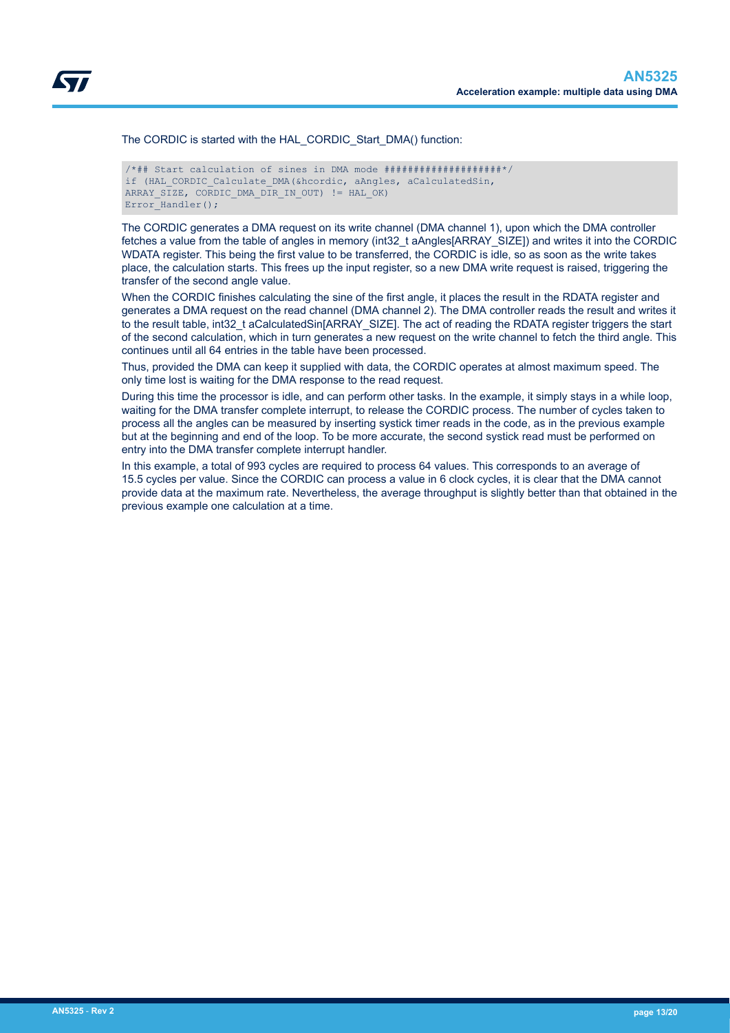The CORDIC is started with the HAL_CORDIC_Start_DMA() function:

```
/*## Start calculation of sines in DMA mode ###################*/
if (HAL_CORDIC_Calculate_DMA(&hcordic, aAngles, aCalculatedSin,
ARRAY_SIZE, CORDIC_DMA_DIR_IN_OUT) != HAL_OK)
Error_Handler();
```

The CORDIC generates a DMA request on its write channel (DMA channel 1), upon which the DMA controller fetches a value from the table of angles in memory (int32_t aAngles[ARRAY_SIZE]) and writes it into the CORDIC WDATA register. This being the first value to be transferred, the CORDIC is idle, so as soon as the write takes place, the calculation starts. This frees up the input register, so a new DMA write request is raised, triggering the transfer of the second angle value.

When the CORDIC finishes calculating the sine of the first angle, it places the result in the RDATA register and generates a DMA request on the read channel (DMA channel 2). The DMA controller reads the result and writes it to the result table, int32_t aCalculatedSin[ARRAY_SIZE]. The act of reading the RDATA register triggers the start of the second calculation, which in turn generates a new request on the write channel to fetch the third angle. This continues until all 64 entries in the table have been processed.

Thus, provided the DMA can keep it supplied with data, the CORDIC operates at almost maximum speed. The only time lost is waiting for the DMA response to the read request.

During this time the processor is idle, and can perform other tasks. In the example, it simply stays in a while loop, waiting for the DMA transfer complete interrupt, to release the CORDIC process. The number of cycles taken to process all the angles can be measured by inserting systick timer reads in the code, as in the previous example but at the beginning and end of the loop. To be more accurate, the second systick read must be performed on entry into the DMA transfer complete interrupt handler.

In this example, a total of 993 cycles are required to process 64 values. This corresponds to an average of 15.5 cycles per value. Since the CORDIC can process a value in 6 clock cycles, it is clear that the DMA cannot provide data at the maximum rate. Nevertheless, the average throughput is slightly better than that obtained in the previous example one calculation at a time.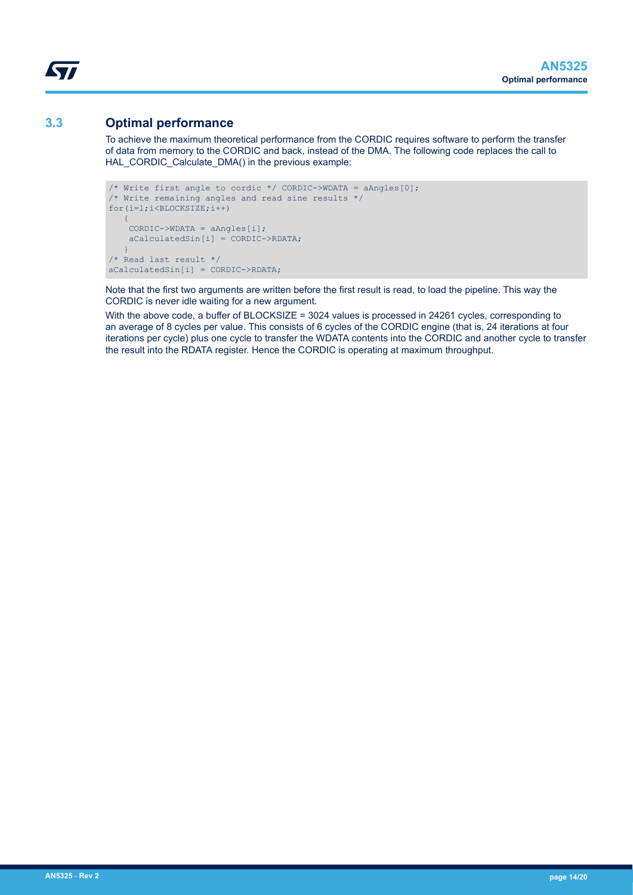## 3.3 Optimal performance

To achieve the maximum theoretical performance from the CORDIC requires software to perform the transfer of data from memory to the CORDIC and back, instead of the DMA. The following code replaces the call to HAL_CORDIC_Calculate_DMA() in the previous example:

```
/* Write first angle to cordic */ CORDIC->WDATA = aAngles[0];
/* Write remaining angles and read sine results */
for(i=1;i<BLOCKSIZE;i++)
   {
    CORDIC->WDATA = aAngles[i];
    aCalculatedSin[i] = CORDIC->RDATA;
   }
/* Read last result */
aCalculatedSin[i] = CORDIC->RDATA;
```

Note that the first two arguments are written before the first result is read, to load the pipeline. This way the CORDIC is never idle waiting for a new argument.

With the above code, a buffer of BLOCKSIZE = 3024 values is processed in 24261 cycles, corresponding to an average of 8 cycles per value. This consists of 6 cycles of the CORDIC engine (that is, 24 iterations at four iterations per cycle) plus one cycle to transfer the WDATA contents into the CORDIC and another cycle to transfer the result into the RDATA register. Hence the CORDIC is operating at maximum throughput.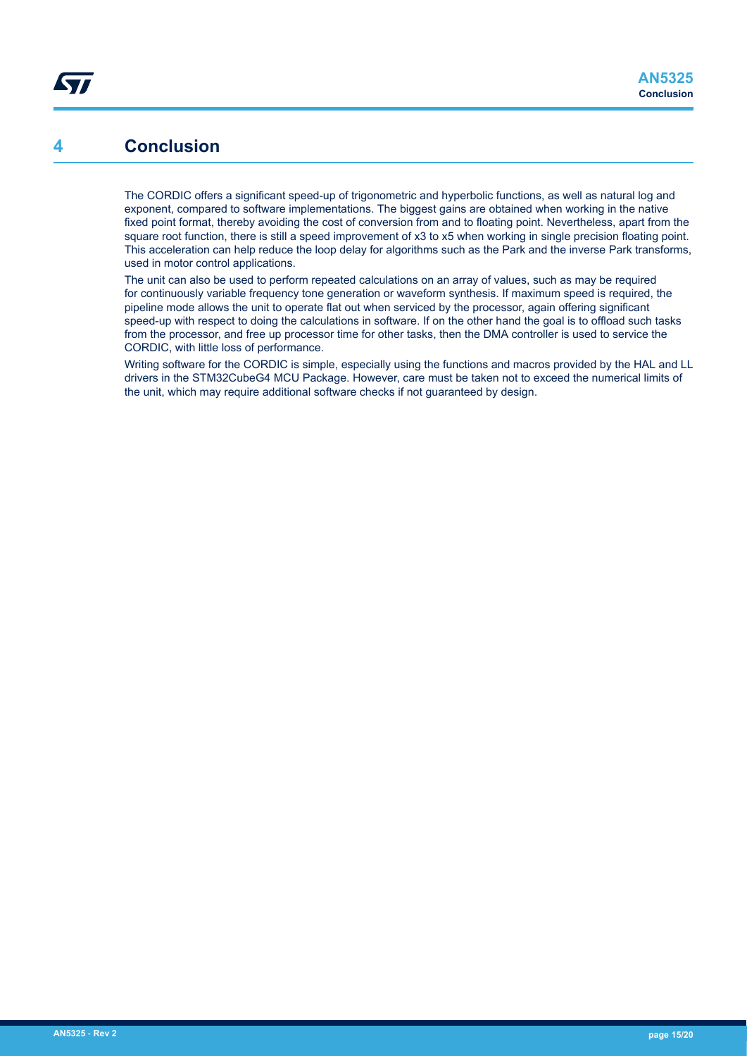# 4 Conclusion

The CORDIC offers a significant speed-up of trigonometric and hyperbolic functions, as well as natural log and exponent, compared to software implementations. The biggest gains are obtained when working in the native fixed point format, thereby avoiding the cost of conversion from and to floating point. Nevertheless, apart from the square root function, there is still a speed improvement of x3 to x5 when working in single precision floating point. This acceleration can help reduce the loop delay for algorithms such as the Park and the inverse Park transforms, used in motor control applications.

The unit can also be used to perform repeated calculations on an array of values, such as may be required for continuously variable frequency tone generation or waveform synthesis. If maximum speed is required, the pipeline mode allows the unit to operate flat out when serviced by the processor, again offering significant speed-up with respect to doing the calculations in software. If on the other hand the goal is to offload such tasks from the processor, and free up processor time for other tasks, then the DMA controller is used to service the CORDIC, with little loss of performance.

Writing software for the CORDIC is simple, especially using the functions and macros provided by the HAL and LL drivers in the STM32CubeG4 MCU Package. However, care must be taken not to exceed the numerical limits of the unit, which may require additional software checks if not guaranteed by design.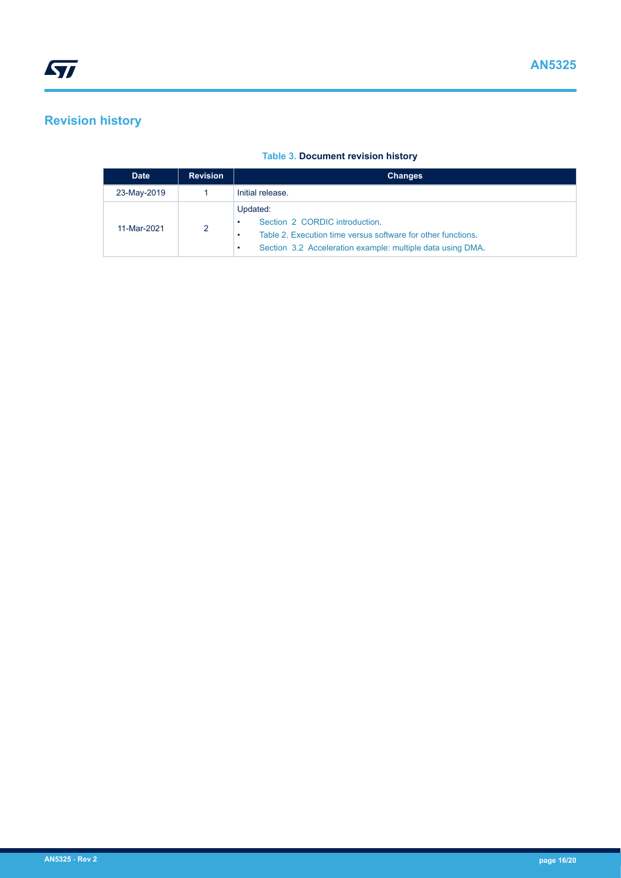## Revision history

**Table 3. Document revision history**

| Date | Revision | Changes |
|---|---|---|
| 23-May-2019 | 1 | Initial release. |
| 11-Mar-2021 | 2 | Updated:<br>• Section 2 CORDIC introduction.<br>• Table 2. Execution time versus software for other functions.<br>• Section 3.2 Acceleration example: multiple data using DMA. |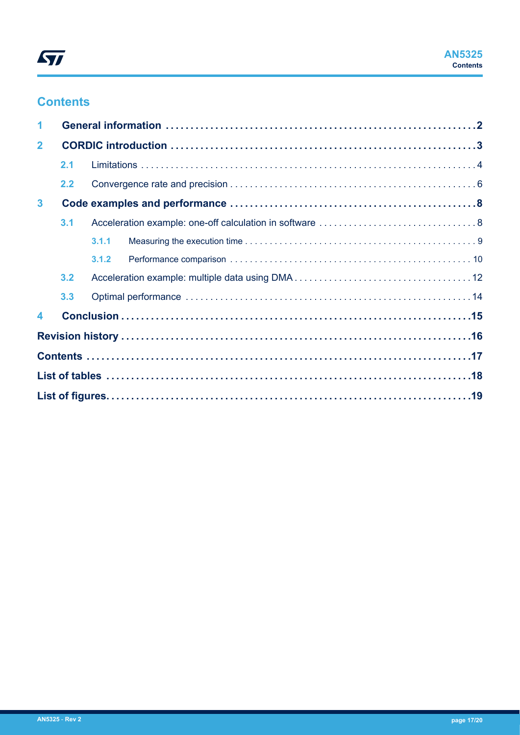# Contents

| | | |
|---|---|---|
| **1** | **General information** | **2** |
| **2** | **CORDIC introduction** | **3** |
| 2.1 | Limitations | 4 |
| 2.2 | Convergence rate and precision | 6 |
| **3** | **Code examples and performance** | **8** |
| 3.1 | Acceleration example: one-off calculation in software | 8 |
| 3.1.1 | Measuring the execution time | 9 |
| 3.1.2 | Performance comparison | 10 |
| 3.2 | Acceleration example: multiple data using DMA | 12 |
| 3.3 | Optimal performance | 14 |
| **4** | **Conclusion** | **15** |
| | **Revision history** | **16** |
| | **Contents** | **17** |
| | **List of tables** | **18** |
| | **List of figures** | **19** |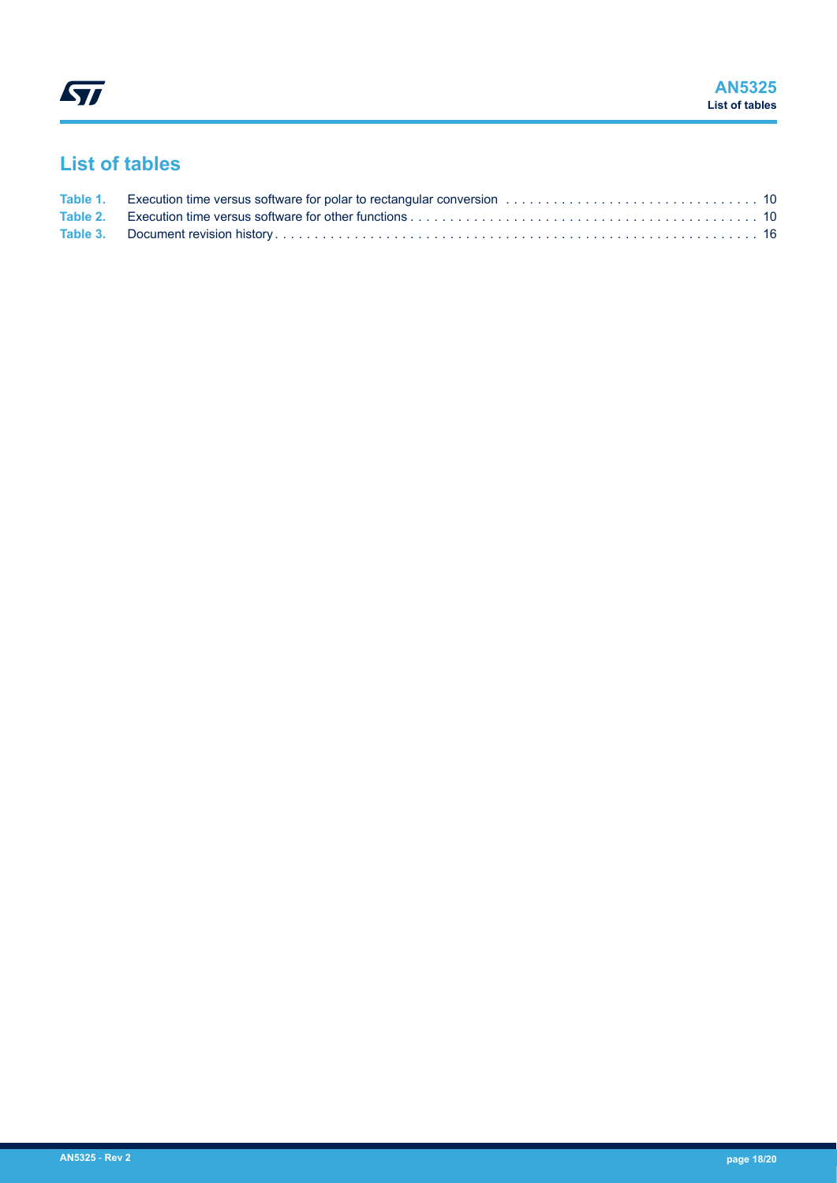# List of tables

| | | |
|---|---|---|
| Table 1. | Execution time versus software for polar to rectangular conversion | 10 |
| Table 2. | Execution time versus software for other functions | 10 |
| Table 3. | Document revision history | 16 |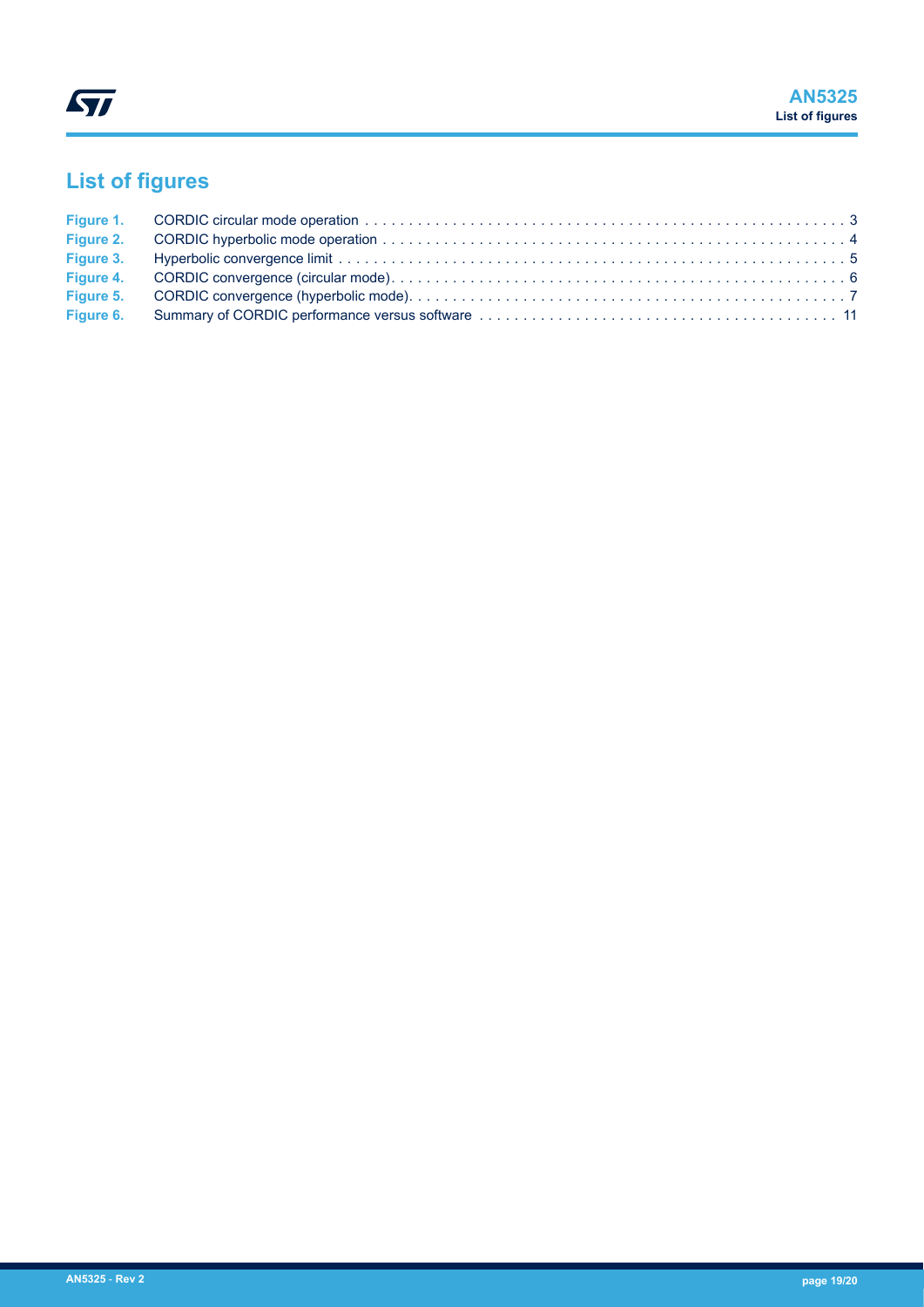## List of figures

| | | |
|---|---|---|
| Figure 1. | CORDIC circular mode operation | 3 |
| Figure 2. | CORDIC hyperbolic mode operation | 4 |
| Figure 3. | Hyperbolic convergence limit | 5 |
| Figure 4. | CORDIC convergence (circular mode) | 6 |
| Figure 5. | CORDIC convergence (hyperbolic mode) | 7 |
| Figure 6. | Summary of CORDIC performance versus software | 11 |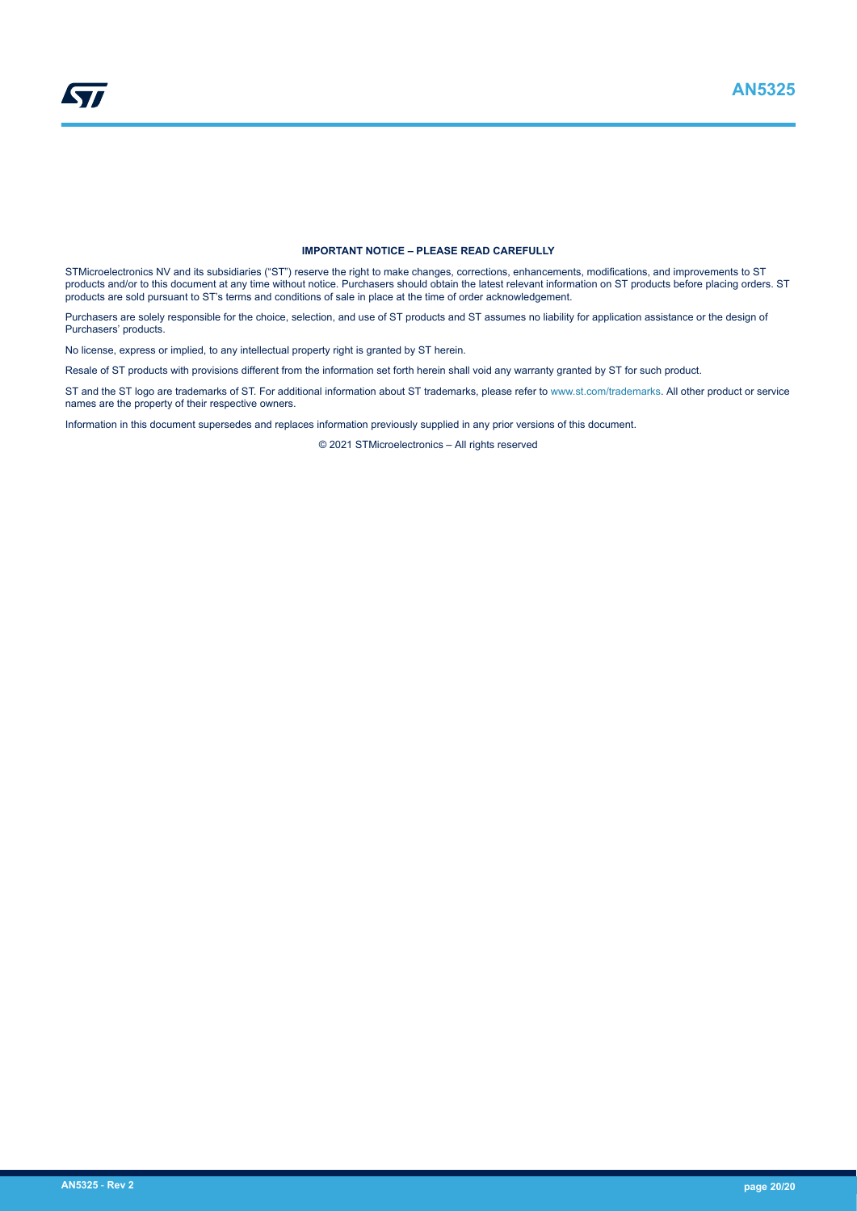**IMPORTANT NOTICE – PLEASE READ CAREFULLY**

STMicroelectronics NV and its subsidiaries ("ST") reserve the right to make changes, corrections, enhancements, modifications, and improvements to ST products and/or to this document at any time without notice. Purchasers should obtain the latest relevant information on ST products before placing orders. ST products are sold pursuant to ST's terms and conditions of sale in place at the time of order acknowledgement.

Purchasers are solely responsible for the choice, selection, and use of ST products and ST assumes no liability for application assistance or the design of Purchasers' products.

No license, express or implied, to any intellectual property right is granted by ST herein.

Resale of ST products with provisions different from the information set forth herein shall void any warranty granted by ST for such product.

ST and the ST logo are trademarks of ST. For additional information about ST trademarks, please refer to www.st.com/trademarks. All other product or service names are the property of their respective owners.

Information in this document supersedes and replaces information previously supplied in any prior versions of this document.

© 2021 STMicroelectronics – All rights reserved